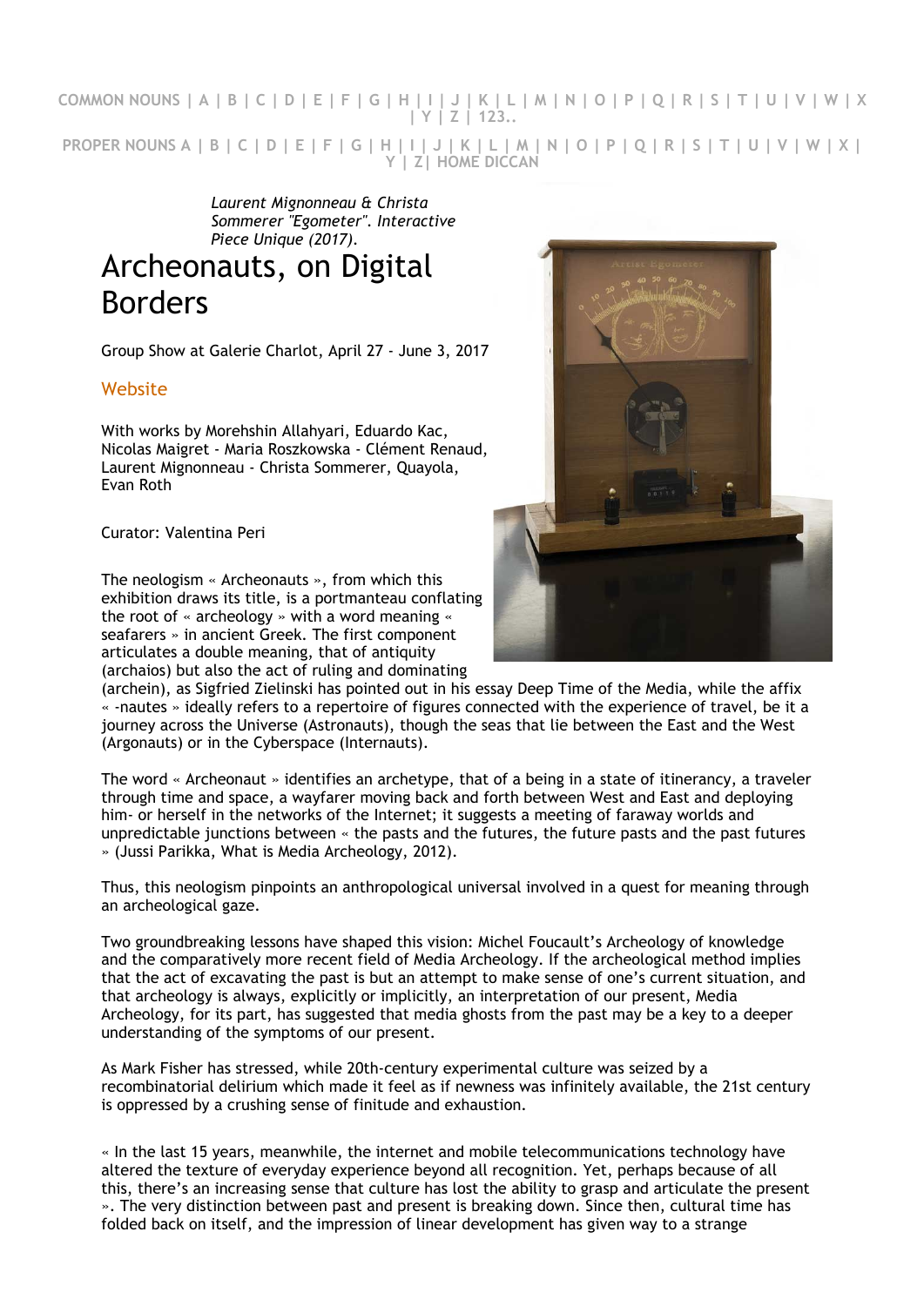COMMON NOUNS | A | B | C | D | E | F | G | H | I | J | K | L | M | N | O | P | Q | R | S | T | U | V | W | X | Y | Z | 123..

PROPER NOUNS A | B | C | D | E | F | G | H | I | J | K | L | M | N | O | P | Q | R | S | T | U | V | W | X | Y | Z| HOME DICCAN

*Laurent Mignonneau & Christa Sommerer "Egometer". Interactive Piece Unique (2017).*

# Archeonauts, on Digital Borders

Group Show at Galerie Charlot, April 27 - June 3, 2017

Website

With works by Morehshin Allahyari, Eduardo Kac, Nicolas Maigret - Maria Roszkowska - Clément Renaud, Laurent Mignonneau - Christa Sommerer, Quayola, Evan Roth

Curator: Valentina Peri

The neologism « Archeonauts », from which this exhibition draws its title, is a portmanteau conflating the root of « archeology » with a word meaning « seafarers » in ancient Greek. The first component articulates a double meaning, that of antiquity (archaios) but also the act of ruling and dominating (archein), as Sigfried Zielinski has pointed out in his essay Deep Time of the Media, while the affix « -nautes » ideally refers to a repertoire of figures connected with the experience of travel, be it a journey across the Universe (Astronauts), though the seas that lie between the East and the West (Argonauts) or in the Cyberspace (Internauts).

The word « Archeonaut » identifies an archetype, that of a being in a state of itinerancy, a traveler through time and space, a wayfarer moving back and forth between West and East and deploying him- or herself in the networks of the Internet; it suggests a meeting of faraway worlds and unpredictable junctions between « the pasts and the futures, the future pasts and the past futures » (Jussi Parikka, What is Media Archeology, 2012).

Thus, this neologism pinpoints an anthropological universal involved in a quest for meaning through an archeological gaze.

Two groundbreaking lessons have shaped this vision: Michel Foucault's Archeology of knowledge and the comparatively more recent field of Media Archeology. If the archeological method implies that the act of excavating the past is but an attempt to make sense of one's current situation, and that archeology is always, explicitly or implicitly, an interpretation of our present, Media Archeology, for its part, has suggested that media ghosts from the past may be a key to a deeper understanding of the symptoms of our present.

As Mark Fisher has stressed, while 20th-century experimental culture was seized by a recombinatorial delirium which made it feel as if newness was infinitely available, the 21st century is oppressed by a crushing sense of finitude and exhaustion.

« In the last 15 years, meanwhile, the internet and mobile telecommunications technology have altered the texture of everyday experience beyond all recognition. Yet, perhaps because of all this, there's an increasing sense that culture has lost the ability to grasp and articulate the present ». The very distinction between past and present is breaking down. Since then, cultural time has folded back on itself, and the impression of linear development has given way to a strange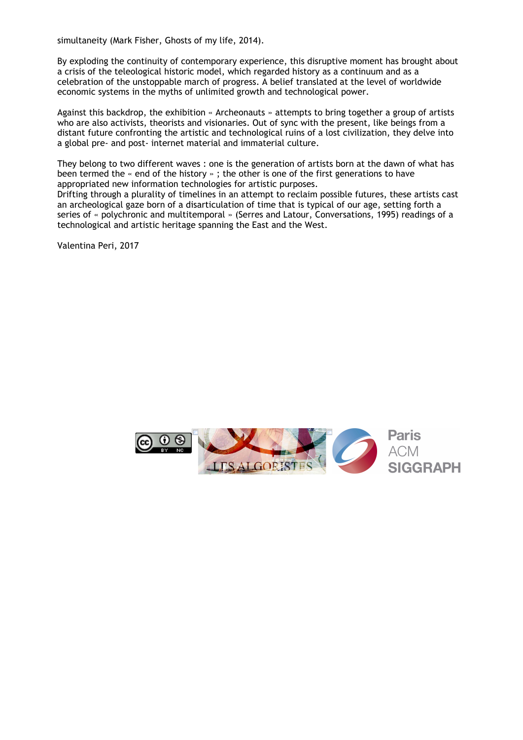simultaneity (Mark Fisher, Ghosts of my life, 2014).

By exploding the continuity of contemporary experience, this disruptive moment has brought about a crisis of the teleological historic model, which regarded history as a continuum and as a celebration of the unstoppable march of progress. A belief translated at the level of worldwide economic systems in the myths of unlimited growth and technological power.

Against this backdrop, the exhibition « Archeonauts » attempts to bring together a group of artists who are also activists, theorists and visionaries. Out of sync with the present, like beings from a distant future confronting the artistic and technological ruins of a lost civilization, they delve into a global pre- and post- internet material and immaterial culture.

They belong to two different waves : one is the generation of artists born at the dawn of what has been termed the « end of the history » ; the other is one of the first generations to have appropriated new information technologies for artistic purposes.
Drifting through a plurality of timelines in an attempt to reclaim possible futures, these artists cast an archeological gaze born of a disarticulation of time that is typical of our age, setting forth a series of « polychronic and multitemporal » (Serres and Latour, Conversations, 1995) readings of a technological and artistic heritage spanning the East and the West.

Valentina Peri, 2017

LES ALGORISTES

Paris ACM SIGGRAPH